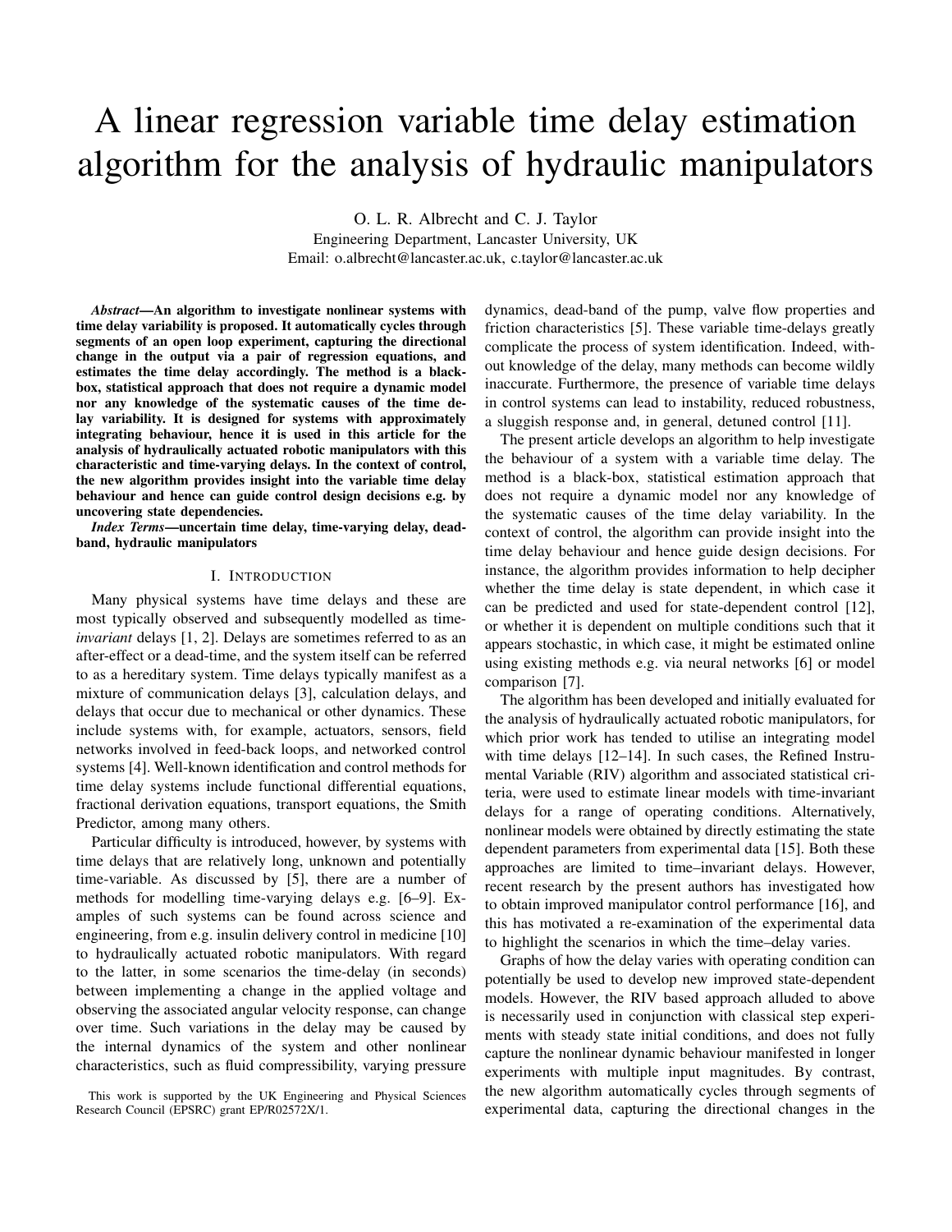# A linear regression variable time delay estimation algorithm for the analysis of hydraulic manipulators

O. L. R. Albrecht and C. J. Taylor
Engineering Department, Lancaster University, UK
Email: o.albrecht@lancaster.ac.uk, c.taylor@lancaster.ac.uk

***Abstract*—An algorithm to investigate nonlinear systems with time delay variability is proposed. It automatically cycles through segments of an open loop experiment, capturing the directional change in the output via a pair of regression equations, and estimates the time delay accordingly. The method is a black-box, statistical approach that does not require a dynamic model nor any knowledge of the systematic causes of the time delay variability. It is designed for systems with approximately integrating behaviour, hence it is used in this article for the analysis of hydraulically actuated robotic manipulators with this characteristic and time-varying delays. In the context of control, the new algorithm provides insight into the variable time delay behaviour and hence can guide control design decisions e.g. by uncovering state dependencies.**

***Index Terms*—uncertain time delay, time-varying delay, dead-band, hydraulic manipulators**

## I. Introduction

Many physical systems have time delays and these are most typically observed and subsequently modelled as time-*invariant* delays [1, 2]. Delays are sometimes referred to as an after-effect or a dead-time, and the system itself can be referred to as a hereditary system. Time delays typically manifest as a mixture of communication delays [3], calculation delays, and delays that occur due to mechanical or other dynamics. These include systems with, for example, actuators, sensors, field networks involved in feed-back loops, and networked control systems [4]. Well-known identification and control methods for time delay systems include functional differential equations, fractional derivation equations, transport equations, the Smith Predictor, among many others.

Particular difficulty is introduced, however, by systems with time delays that are relatively long, unknown and potentially time-variable. As discussed by [5], there are a number of methods for modelling time-varying delays e.g. [6–9]. Examples of such systems can be found across science and engineering, from e.g. insulin delivery control in medicine [10] to hydraulically actuated robotic manipulators. With regard to the latter, in some scenarios the time-delay (in seconds) between implementing a change in the applied voltage and observing the associated angular velocity response, can change over time. Such variations in the delay may be caused by the internal dynamics of the system and other nonlinear characteristics, such as fluid compressibility, varying pressure dynamics, dead-band of the pump, valve flow properties and friction characteristics [5]. These variable time-delays greatly complicate the process of system identification. Indeed, without knowledge of the delay, many methods can become wildly inaccurate. Furthermore, the presence of variable time delays in control systems can lead to instability, reduced robustness, a sluggish response and, in general, detuned control [11].

The present article develops an algorithm to help investigate the behaviour of a system with a variable time delay. The method is a black-box, statistical estimation approach that does not require a dynamic model nor any knowledge of the systematic causes of the time delay variability. In the context of control, the algorithm can provide insight into the time delay behaviour and hence guide design decisions. For instance, the algorithm provides information to help decipher whether the time delay is state dependent, in which case it can be predicted and used for state-dependent control [12], or whether it is dependent on multiple conditions such that it appears stochastic, in which case, it might be estimated online using existing methods e.g. via neural networks [6] or model comparison [7].

The algorithm has been developed and initially evaluated for the analysis of hydraulically actuated robotic manipulators, for which prior work has tended to utilise an integrating model with time delays [12–14]. In such cases, the Refined Instrumental Variable (RIV) algorithm and associated statistical criteria, were used to estimate linear models with time-invariant delays for a range of operating conditions. Alternatively, nonlinear models were obtained by directly estimating the state dependent parameters from experimental data [15]. Both these approaches are limited to time–invariant delays. However, recent research by the present authors has investigated how to obtain improved manipulator control performance [16], and this has motivated a re-examination of the experimental data to highlight the scenarios in which the time–delay varies.

Graphs of how the delay varies with operating condition can potentially be used to develop new improved state-dependent models. However, the RIV based approach alluded to above is necessarily used in conjunction with classical step experiments with steady state initial conditions, and does not fully capture the nonlinear dynamic behaviour manifested in longer experiments with multiple input magnitudes. By contrast, the new algorithm automatically cycles through segments of experimental data, capturing the directional changes in the

This work is supported by the UK Engineering and Physical Sciences Research Council (EPSRC) grant EP/R02572X/1.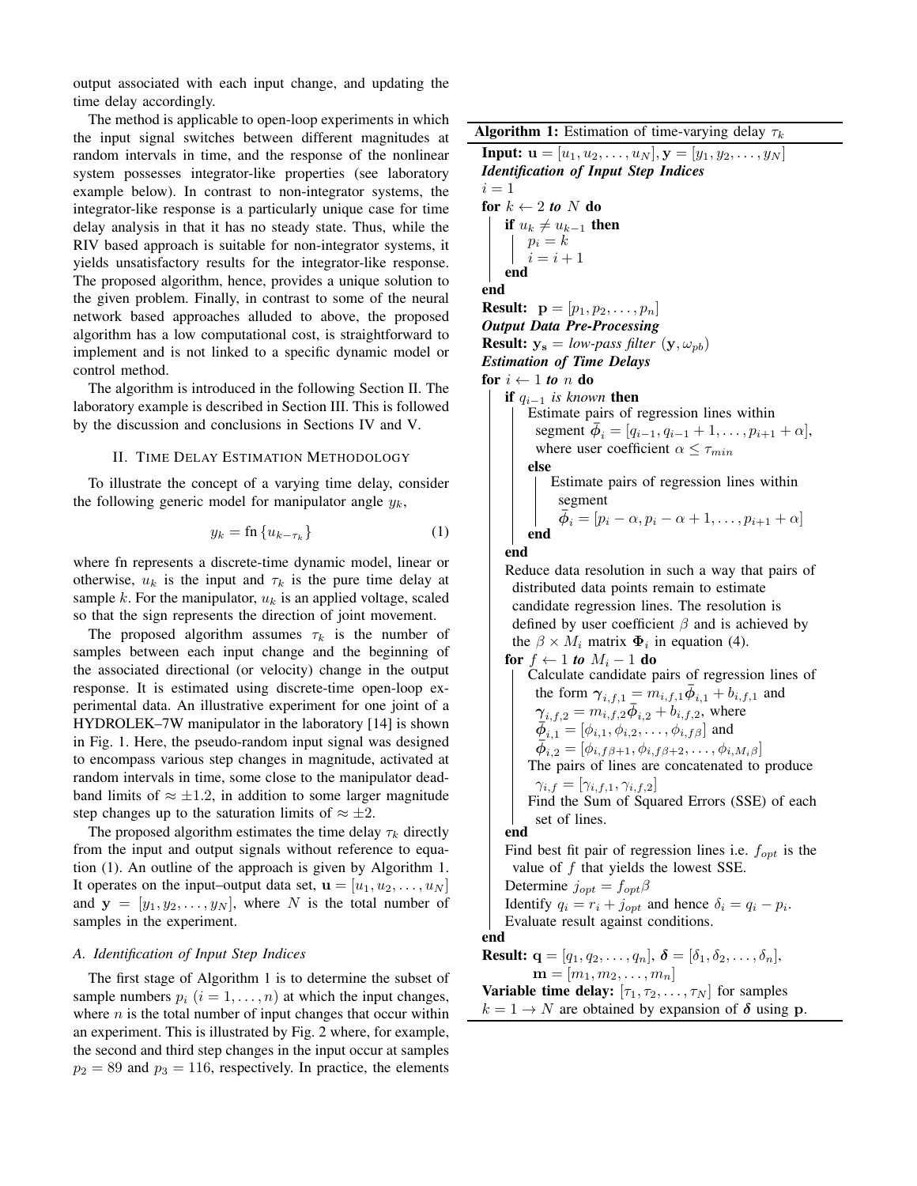output associated with each input change, and updating the time delay accordingly.

The method is applicable to open-loop experiments in which the input signal switches between different magnitudes at random intervals in time, and the response of the nonlinear system possesses integrator-like properties (see laboratory example below). In contrast to non-integrator systems, the integrator-like response is a particularly unique case for time delay analysis in that it has no steady state. Thus, while the RIV based approach is suitable for non-integrator systems, it yields unsatisfactory results for the integrator-like response. The proposed algorithm, hence, provides a unique solution to the given problem. Finally, in contrast to some of the neural network based approaches alluded to above, the proposed algorithm has a low computational cost, is straightforward to implement and is not linked to a specific dynamic model or control method.

The algorithm is introduced in the following Section II. The laboratory example is described in Section III. This is followed by the discussion and conclusions in Sections IV and V.

## II. Time Delay Estimation Methodology

To illustrate the concept of a varying time delay, consider the following generic model for manipulator angle $y_k$,

$$y_k = \text{fn}\left\{u_{k-\tau_k}\right\} \tag{1}$$

where fn represents a discrete-time dynamic model, linear or otherwise, $u_k$ is the input and $\tau_k$ is the pure time delay at sample $k$. For the manipulator, $u_k$ is an applied voltage, scaled so that the sign represents the direction of joint movement.

The proposed algorithm assumes $\tau_k$ is the number of samples between each input change and the beginning of the associated directional (or velocity) change in the output response. It is estimated using discrete-time open-loop experimental data. An illustrative experiment for one joint of a HYDROLEK–7W manipulator in the laboratory [14] is shown in Fig. 1. Here, the pseudo-random input signal was designed to encompass various step changes in magnitude, activated at random intervals in time, some close to the manipulator deadband limits of $\approx \pm 1.2$, in addition to some larger magnitude step changes up to the saturation limits of $\approx \pm 2$.

The proposed algorithm estimates the time delay $\tau_k$ directly from the input and output signals without reference to equation (1). An outline of the approach is given by Algorithm 1. It operates on the input–output data set, $\mathbf{u} = [u_1, u_2, \ldots, u_N]$ and $\mathbf{y} = [y_1, y_2, \ldots, y_N]$, where $N$ is the total number of samples in the experiment.

### A. Identification of Input Step Indices

The first stage of Algorithm 1 is to determine the subset of sample numbers $p_i$ $(i = 1, \ldots, n)$ at which the input changes, where $n$ is the total number of input changes that occur within an experiment. This is illustrated by Fig. 2 where, for example, the second and third step changes in the input occur at samples $p_2 = 89$ and $p_3 = 116$, respectively. In practice, the elements

**Algorithm 1:** Estimation of time-varying delay $\tau_k$

**Input:** $\mathbf{u} = [u_1, u_2, \ldots, u_N]$, $\mathbf{y} = [y_1, y_2, \ldots, y_N]$

***Identification of Input Step Indices***

$i = 1$

**for** $k \leftarrow 2$ ***to*** $N$ **do**

  **if** $u_k \neq u_{k-1}$ **then**

    $p_i = k$

    $i = i + 1$

  **end**

**end**

**Result:** $\mathbf{p} = [p_1, p_2, \ldots, p_n]$

***Output Data Pre-Processing***

**Result:** $\mathbf{y_s} =$ *low-pass filter* $(\mathbf{y}, \omega_{pb})$

***Estimation of Time Delays***

**for** $i \leftarrow 1$ ***to*** $n$ **do**

  **if** $q_{i-1}$ *is known* **then**

    Estimate pairs of regression lines within segment $\bar{\boldsymbol{\phi}}_i = [q_{i-1}, q_{i-1}+1, \ldots, p_{i+1}+\alpha]$, where user coefficient $\alpha \leq \tau_{min}$

  **else**

    Estimate pairs of regression lines within segment $\bar{\boldsymbol{\phi}}_i = [p_i - \alpha, p_i - \alpha + 1, \ldots, p_{i+1}+\alpha]$

  **end**

  Reduce data resolution in such a way that pairs of distributed data points remain to estimate candidate regression lines. The resolution is defined by user coefficient $\beta$ and is achieved by the $\beta \times M_i$ matrix $\boldsymbol{\Phi}_i$ in equation (4).

  **for** $f \leftarrow 1$ ***to*** $M_i - 1$ **do**

    Calculate candidate pairs of regression lines of the form $\boldsymbol{\gamma}_{i,f,1} = m_{i,f,1}\bar{\boldsymbol{\phi}}_{i,1} + b_{i,f,1}$ and $\boldsymbol{\gamma}_{i,f,2} = m_{i,f,2}\bar{\boldsymbol{\phi}}_{i,2} + b_{i,f,2}$, where $\bar{\boldsymbol{\phi}}_{i,1} = [\phi_{i,1}, \phi_{i,2}, \ldots, \phi_{i,f\beta}]$ and $\bar{\boldsymbol{\phi}}_{i,2} = [\phi_{i,f\beta+1}, \phi_{i,f\beta+2}, \ldots, \phi_{i,M_i\beta}]$

    The pairs of lines are concatenated to produce $\gamma_{i,f} = [\gamma_{i,f,1}, \gamma_{i,f,2}]$

    Find the Sum of Squared Errors (SSE) of each set of lines.

  **end**

  Find best fit pair of regression lines i.e. $f_{opt}$ is the value of $f$ that yields the lowest SSE.

  Determine $j_{opt} = f_{opt}\beta$

  Identify $q_i = r_i + j_{opt}$ and hence $\delta_i = q_i - p_i$.

  Evaluate result against conditions.

**end**

**Result:** $\mathbf{q} = [q_1, q_2, \ldots, q_n]$, $\boldsymbol{\delta} = [\delta_1, \delta_2, \ldots, \delta_n]$, $\mathbf{m} = [m_1, m_2, \ldots, m_n]$

**Variable time delay:** $[\tau_1, \tau_2, \ldots, \tau_N]$ for samples $k = 1 \rightarrow N$ are obtained by expansion of $\boldsymbol{\delta}$ using $\mathbf{p}$.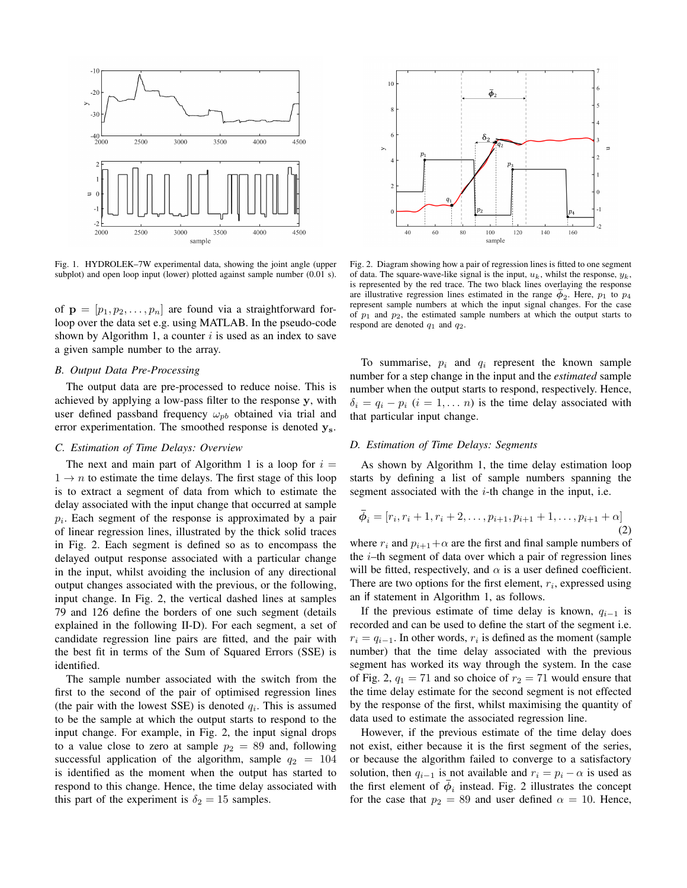Fig. 1. HYDROLEK–7W experimental data, showing the joint angle (upper subplot) and open loop input (lower) plotted against sample number (0.01 s).

Fig. 2. Diagram showing how a pair of regression lines is fitted to one segment of data. The square-wave-like signal is the input, $u_k$, whilst the response, $y_k$, is represented by the red trace. The two black lines overlaying the response are illustrative regression lines estimated in the range $\bar{\phi}_2$. Here, $p_1$ to $p_4$ represent sample numbers at which the input signal changes. For the case of $p_1$ and $p_2$, the estimated sample numbers at which the output starts to respond are denoted $q_1$ and $q_2$.

of $\mathbf{p} = [p_1, p_2, \ldots, p_n]$ are found via a straightforward for-loop over the data set e.g. using MATLAB. In the pseudo-code shown by Algorithm 1, a counter $i$ is used as an index to save a given sample number to the array.

### B. Output Data Pre-Processing

The output data are pre-processed to reduce noise. This is achieved by applying a low-pass filter to the response $\mathbf{y}$, with user defined passband frequency $\omega_{pb}$ obtained via trial and error experimentation. The smoothed response is denoted $\mathbf{y_s}$.

### C. Estimation of Time Delays: Overview

The next and main part of Algorithm 1 is a loop for $i = 1 \rightarrow n$ to estimate the time delays. The first stage of this loop is to extract a segment of data from which to estimate the delay associated with the input change that occurred at sample $p_i$. Each segment of the response is approximated by a pair of linear regression lines, illustrated by the thick solid traces in Fig. 2. Each segment is defined so as to encompass the delayed output response associated with a particular change in the input, whilst avoiding the inclusion of any directional output changes associated with the previous, or the following, input change. In Fig. 2, the vertical dashed lines at samples 79 and 126 define the borders of one such segment (details explained in the following II-D). For each segment, a set of candidate regression line pairs are fitted, and the pair with the best fit in terms of the Sum of Squared Errors (SSE) is identified.

The sample number associated with the switch from the first to the second of the pair of optimised regression lines (the pair with the lowest SSE) is denoted $q_i$. This is assumed to be the sample at which the output starts to respond to the input change. For example, in Fig. 2, the input signal drops to a value close to zero at sample $p_2 = 89$ and, following successful application of the algorithm, sample $q_2 = 104$ is identified as the moment when the output has started to respond to this change. Hence, the time delay associated with this part of the experiment is $\delta_2 = 15$ samples.

To summarise, $p_i$ and $q_i$ represent the known sample number for a step change in the input and the *estimated* sample number when the output starts to respond, respectively. Hence, $\delta_i = q_i - p_i$ $(i = 1, \ldots n)$ is the time delay associated with that particular input change.

### D. Estimation of Time Delays: Segments

As shown by Algorithm 1, the time delay estimation loop starts by defining a list of sample numbers spanning the segment associated with the $i$-th change in the input, i.e.

$$\bar{\phi}_i = [r_i, r_i + 1, r_i + 2, \ldots, p_{i+1}, p_{i+1} + 1, \ldots, p_{i+1} + \alpha] \tag{2}$$

where $r_i$ and $p_{i+1} + \alpha$ are the first and final sample numbers of the $i$–th segment of data over which a pair of regression lines will be fitted, respectively, and $\alpha$ is a user defined coefficient. There are two options for the first element, $r_i$, expressed using an if statement in Algorithm 1, as follows.

If the previous estimate of time delay is known, $q_{i-1}$ is recorded and can be used to define the start of the segment i.e. $r_i = q_{i-1}$. In other words, $r_i$ is defined as the moment (sample number) that the time delay associated with the previous segment has worked its way through the system. In the case of Fig. 2, $q_1 = 71$ and so choice of $r_2 = 71$ would ensure that the time delay estimate for the second segment is not effected by the response of the first, whilst maximising the quantity of data used to estimate the associated regression line.

However, if the previous estimate of the time delay does not exist, either because it is the first segment of the series, or because the algorithm failed to converge to a satisfactory solution, then $q_{i-1}$ is not available and $r_i = p_i - \alpha$ is used as the first element of $\bar{\phi}_i$ instead. Fig. 2 illustrates the concept for the case that $p_2 = 89$ and user defined $\alpha = 10$. Hence,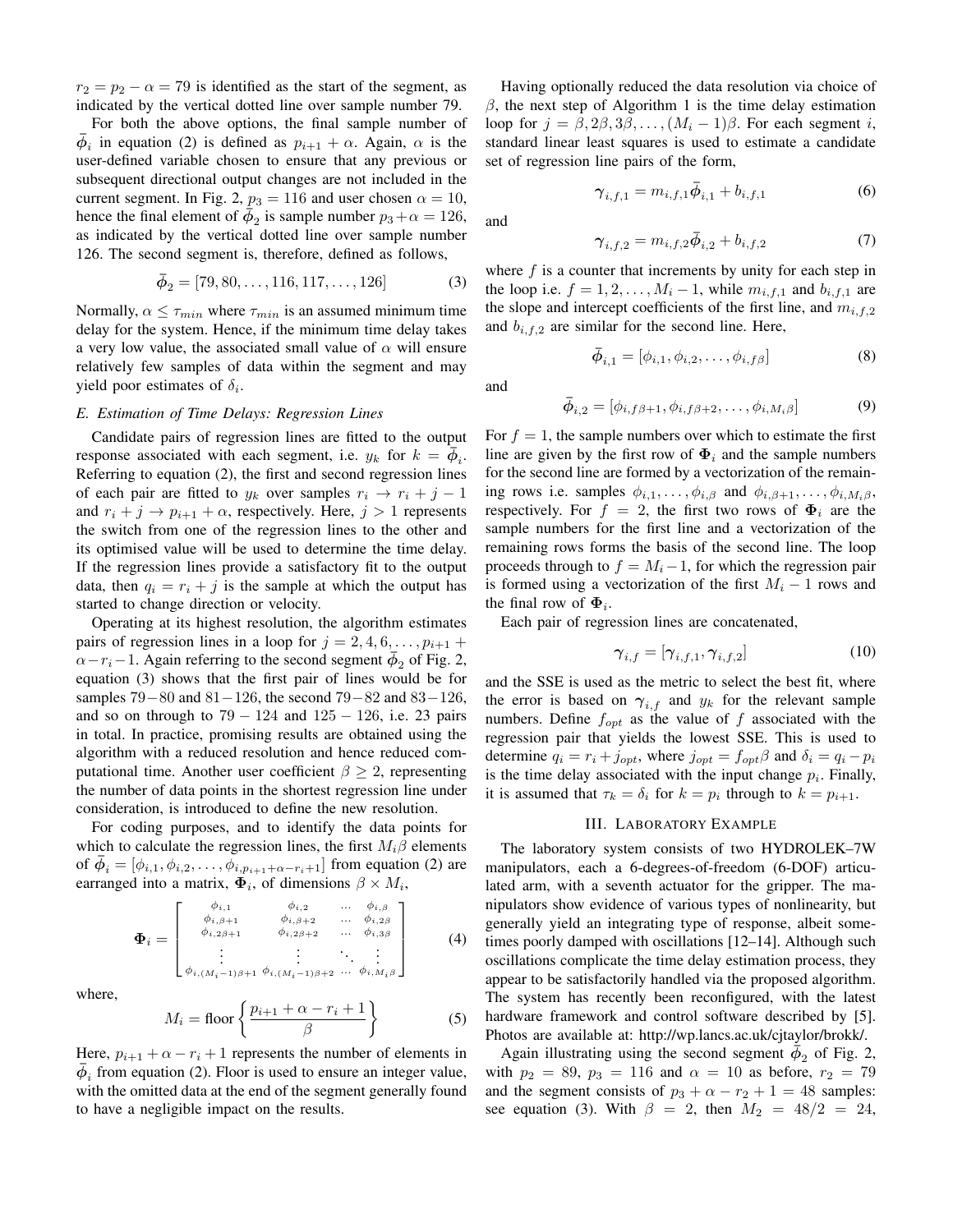$r_2 = p_2 - \alpha = 79$ is identified as the start of the segment, as indicated by the vertical dotted line over sample number 79.

For both the above options, the final sample number of $\bar{\boldsymbol{\phi}}_i$ in equation (2) is defined as $p_{i+1} + \alpha$. Again, $\alpha$ is the user-defined variable chosen to ensure that any previous or subsequent directional output changes are not included in the current segment. In Fig. 2, $p_3 = 116$ and user chosen $\alpha = 10$, hence the final element of $\bar{\boldsymbol{\phi}}_2$ is sample number $p_3 + \alpha = 126$, as indicated by the vertical dotted line over sample number 126. The second segment is, therefore, defined as follows,

$$\bar{\boldsymbol{\phi}}_2 = [79, 80, \ldots, 116, 117, \ldots, 126] \tag{3}$$

Normally, $\alpha \leq \tau_{min}$ where $\tau_{min}$ is an assumed minimum time delay for the system. Hence, if the minimum time delay takes a very low value, the associated small value of $\alpha$ will ensure relatively few samples of data within the segment and may yield poor estimates of $\delta_i$.

### E. Estimation of Time Delays: Regression Lines

Candidate pairs of regression lines are fitted to the output response associated with each segment, i.e. $y_k$ for $k = \bar{\boldsymbol{\phi}}_i$. Referring to equation (2), the first and second regression lines of each pair are fitted to $y_k$ over samples $r_i \to r_i + j - 1$ and $r_i + j \to p_{i+1} + \alpha$, respectively. Here, $j > 1$ represents the switch from one of the regression lines to the other and its optimised value will be used to determine the time delay. If the regression lines provide a satisfactory fit to the output data, then $q_i = r_i + j$ is the sample at which the output has started to change direction or velocity.

Operating at its highest resolution, the algorithm estimates pairs of regression lines in a loop for $j = 2, 4, 6, \ldots, p_{i+1} + \alpha - r_i - 1$. Again referring to the second segment $\bar{\boldsymbol{\phi}}_2$ of Fig. 2, equation (3) shows that the first pair of lines would be for samples $79-80$ and $81-126$, the second $79-82$ and $83-126$, and so on through to $79 - 124$ and $125 - 126$, i.e. 23 pairs in total. In practice, promising results are obtained using the algorithm with a reduced resolution and hence reduced computational time. Another user coefficient $\beta \geq 2$, representing the number of data points in the shortest regression line under consideration, is introduced to define the new resolution.

For coding purposes, and to identify the data points for which to calculate the regression lines, the first $M_i\beta$ elements of $\bar{\boldsymbol{\phi}}_i = [\phi_{i,1}, \phi_{i,2}, \ldots, \phi_{i,p_{i+1}+\alpha-r_i+1}]$ from equation (2) are earranged into a matrix, $\boldsymbol{\Phi}_i$, of dimensions $\beta \times M_i$,

$$\boldsymbol{\Phi}_i = \begin{bmatrix} \phi_{i,1} & \phi_{i,2} & \ldots & \phi_{i,\beta} \\ \phi_{i,\beta+1} & \phi_{i,\beta+2} & \ldots & \phi_{i,2\beta} \\ \phi_{i,2\beta+1} & \phi_{i,2\beta+2} & \ldots & \phi_{i,3\beta} \\ \vdots & \vdots & \ddots & \vdots \\ \phi_{i,(M_i-1)\beta+1} & \phi_{i,(M_i-1)\beta+2} & \ldots & \phi_{i,M_i\beta} \end{bmatrix} \tag{4}$$

where,

$$M_i = \text{floor}\left\{\frac{p_{i+1} + \alpha - r_i + 1}{\beta}\right\} \tag{5}$$

Here, $p_{i+1} + \alpha - r_i + 1$ represents the number of elements in $\bar{\boldsymbol{\phi}}_i$ from equation (2). Floor is used to ensure an integer value, with the omitted data at the end of the segment generally found to have a negligible impact on the results.

Having optionally reduced the data resolution via choice of $\beta$, the next step of Algorithm 1 is the time delay estimation loop for $j = \beta, 2\beta, 3\beta, \ldots, (M_i - 1)\beta$. For each segment $i$, standard linear least squares is used to estimate a candidate set of regression line pairs of the form,

$$\boldsymbol{\gamma}_{i,f,1} = m_{i,f,1}\bar{\boldsymbol{\phi}}_{i,1} + b_{i,f,1} \tag{6}$$

and

$$\boldsymbol{\gamma}_{i,f,2} = m_{i,f,2}\bar{\boldsymbol{\phi}}_{i,2} + b_{i,f,2} \tag{7}$$

where $f$ is a counter that increments by unity for each step in the loop i.e. $f = 1, 2, \ldots, M_i - 1$, while $m_{i,f,1}$ and $b_{i,f,1}$ are the slope and intercept coefficients of the first line, and $m_{i,f,2}$ and $b_{i,f,2}$ are similar for the second line. Here,

$$\bar{\boldsymbol{\phi}}_{i,1} = [\phi_{i,1}, \phi_{i,2}, \ldots, \phi_{i,f\beta}] \tag{8}$$

and

$$\bar{\boldsymbol{\phi}}_{i,2} = [\phi_{i,f\beta+1}, \phi_{i,f\beta+2}, \ldots, \phi_{i,M_i\beta}] \tag{9}$$

For $f = 1$, the sample numbers over which to estimate the first line are given by the first row of $\boldsymbol{\Phi}_i$ and the sample numbers for the second line are formed by a vectorization of the remaining rows i.e. samples $\phi_{i,1}, \ldots, \phi_{i,\beta}$ and $\phi_{i,\beta+1}, \ldots, \phi_{i,M_i\beta}$, respectively. For $f = 2$, the first two rows of $\boldsymbol{\Phi}_i$ are the sample numbers for the first line and a vectorization of the remaining rows forms the basis of the second line. The loop proceeds through to $f = M_i - 1$, for which the regression pair is formed using a vectorization of the first $M_i - 1$ rows and the final row of $\boldsymbol{\Phi}_i$.

Each pair of regression lines are concatenated,

$$\boldsymbol{\gamma}_{i,f} = [\boldsymbol{\gamma}_{i,f,1}, \boldsymbol{\gamma}_{i,f,2}] \tag{10}$$

and the SSE is used as the metric to select the best fit, where the error is based on $\boldsymbol{\gamma}_{i,f}$ and $y_k$ for the relevant sample numbers. Define $f_{opt}$ as the value of $f$ associated with the regression pair that yields the lowest SSE. This is used to determine $q_i = r_i + j_{opt}$, where $j_{opt} = f_{opt}\beta$ and $\delta_i = q_i - p_i$ is the time delay associated with the input change $p_i$. Finally, it is assumed that $\tau_k = \delta_i$ for $k = p_i$ through to $k = p_{i+1}$.

## III. Laboratory Example

The laboratory system consists of two HYDROLEK–7W manipulators, each a 6-degrees-of-freedom (6-DOF) articulated arm, with a seventh actuator for the gripper. The manipulators show evidence of various types of nonlinearity, but generally yield an integrating type of response, albeit sometimes poorly damped with oscillations [12–14]. Although such oscillations complicate the time delay estimation process, they appear to be satisfactorily handled via the proposed algorithm. The system has recently been reconfigured, with the latest hardware framework and control software described by [5]. Photos are available at: http://wp.lancs.ac.uk/cjtaylor/brokk/.

Again illustrating using the second segment $\bar{\boldsymbol{\phi}}_2$ of Fig. 2, with $p_2 = 89$, $p_3 = 116$ and $\alpha = 10$ as before, $r_2 = 79$ and the segment consists of $p_3 + \alpha - r_2 + 1 = 48$ samples: see equation (3). With $\beta = 2$, then $M_2 = 48/2 = 24$,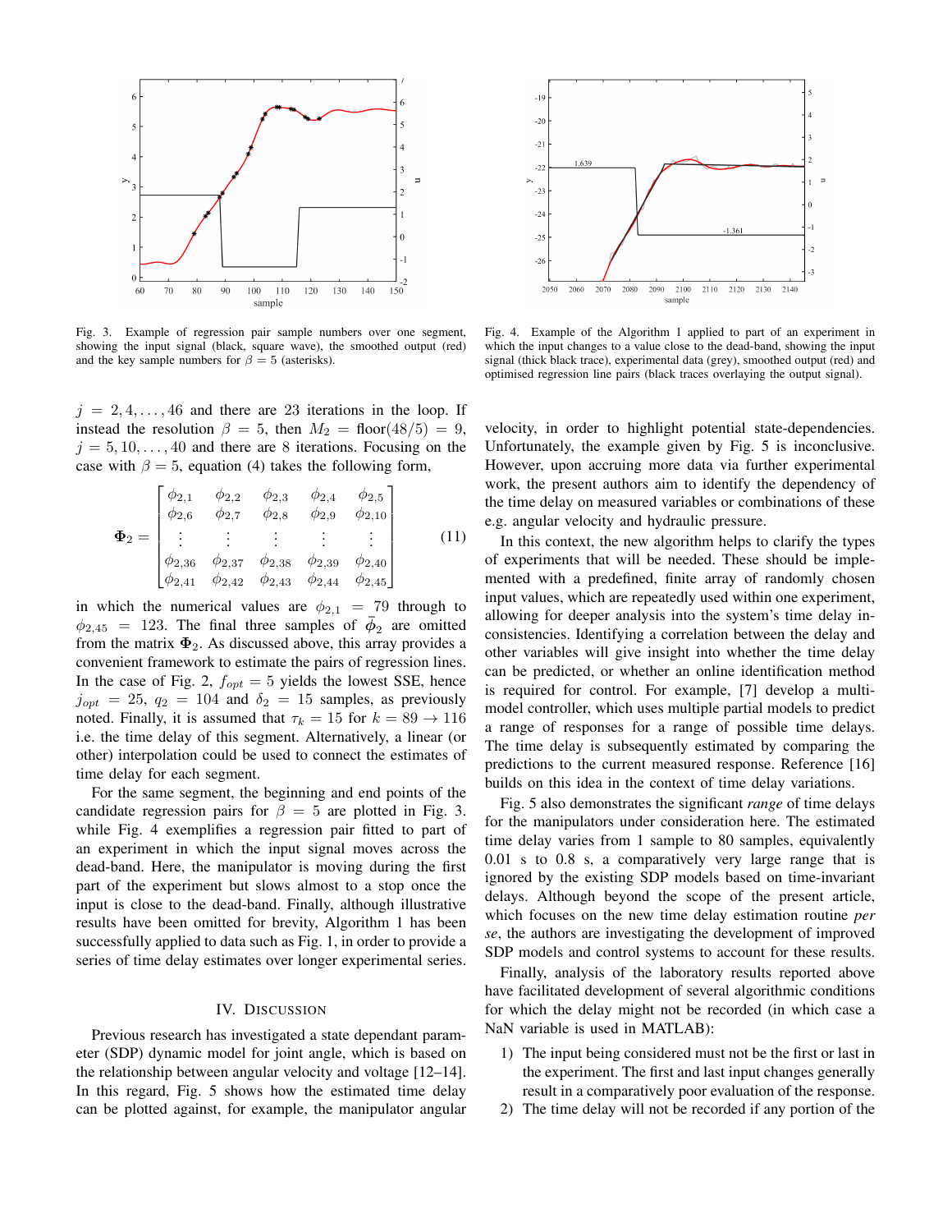Fig. 3. Example of regression pair sample numbers over one segment, showing the input signal (black, square wave), the smoothed output (red) and the key sample numbers for $\beta = 5$ (asterisks).

Fig. 4. Example of the Algorithm 1 applied to part of an experiment in which the input changes to a value close to the dead-band, showing the input signal (thick black trace), experimental data (grey), smoothed output (red) and optimised regression line pairs (black traces overlaying the output signal).

$j = 2, 4, \ldots, 46$ and there are 23 iterations in the loop. If instead the resolution $\beta = 5$, then $M_2 = \text{floor}(48/5) = 9$, $j = 5, 10, \ldots, 40$ and there are 8 iterations. Focusing on the case with $\beta = 5$, equation (4) takes the following form,

$$\mathbf{\Phi}_2 = \begin{bmatrix} \phi_{2,1} & \phi_{2,2} & \phi_{2,3} & \phi_{2,4} & \phi_{2,5} \\ \phi_{2,6} & \phi_{2,7} & \phi_{2,8} & \phi_{2,9} & \phi_{2,10} \\ \vdots & \vdots & \vdots & \vdots & \vdots \\ \phi_{2,36} & \phi_{2,37} & \phi_{2,38} & \phi_{2,39} & \phi_{2,40} \\ \phi_{2,41} & \phi_{2,42} & \phi_{2,43} & \phi_{2,44} & \phi_{2,45} \end{bmatrix} \tag{11}$$

in which the numerical values are $\phi_{2,1} = 79$ through to $\phi_{2,45} = 123$. The final three samples of $\bar{\phi}_2$ are omitted from the matrix $\mathbf{\Phi}_2$. As discussed above, this array provides a convenient framework to estimate the pairs of regression lines. In the case of Fig. 2, $f_{opt} = 5$ yields the lowest SSE, hence $j_{opt} = 25$, $q_2 = 104$ and $\delta_2 = 15$ samples, as previously noted. Finally, it is assumed that $\tau_k = 15$ for $k = 89 \rightarrow 116$ i.e. the time delay of this segment. Alternatively, a linear (or other) interpolation could be used to connect the estimates of time delay for each segment.

For the same segment, the beginning and end points of the candidate regression pairs for $\beta = 5$ are plotted in Fig. 3. while Fig. 4 exemplifies a regression pair fitted to part of an experiment in which the input signal moves across the dead-band. Here, the manipulator is moving during the first part of the experiment but slows almost to a stop once the input is close to the dead-band. Finally, although illustrative results have been omitted for brevity, Algorithm 1 has been successfully applied to data such as Fig. 1, in order to provide a series of time delay estimates over longer experimental series.

## IV. Discussion

Previous research has investigated a state dependant parameter (SDP) dynamic model for joint angle, which is based on the relationship between angular velocity and voltage [12–14]. In this regard, Fig. 5 shows how the estimated time delay can be plotted against, for example, the manipulator angular velocity, in order to highlight potential state-dependencies. Unfortunately, the example given by Fig. 5 is inconclusive. However, upon accruing more data via further experimental work, the present authors aim to identify the dependency of the time delay on measured variables or combinations of these e.g. angular velocity and hydraulic pressure.

In this context, the new algorithm helps to clarify the types of experiments that will be needed. These should be implemented with a predefined, finite array of randomly chosen input values, which are repeatedly used within one experiment, allowing for deeper analysis into the system's time delay inconsistencies. Identifying a correlation between the delay and other variables will give insight into whether the time delay can be predicted, or whether an online identification method is required for control. For example, [7] develop a multi-model controller, which uses multiple partial models to predict a range of responses for a range of possible time delays. The time delay is subsequently estimated by comparing the predictions to the current measured response. Reference [16] builds on this idea in the context of time delay variations.

Fig. 5 also demonstrates the significant *range* of time delays for the manipulators under consideration here. The estimated time delay varies from 1 sample to 80 samples, equivalently 0.01 s to 0.8 s, a comparatively very large range that is ignored by the existing SDP models based on time-invariant delays. Although beyond the scope of the present article, which focuses on the new time delay estimation routine *per se*, the authors are investigating the development of improved SDP models and control systems to account for these results.

Finally, analysis of the laboratory results reported above have facilitated development of several algorithmic conditions for which the delay might not be recorded (in which case a NaN variable is used in MATLAB):

1) The input being considered must not be the first or last in the experiment. The first and last input changes generally result in a comparatively poor evaluation of the response.
2) The time delay will not be recorded if any portion of the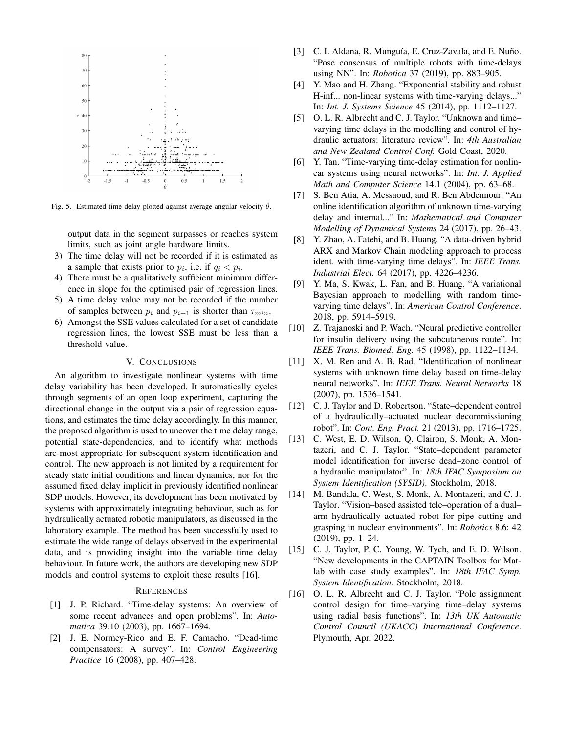80
70
60
50
$\tau$ 40
30
20
10
0
-2 -1.5 -1 -0.5 0 0.5 1 1.5 2
$\dot{\theta}$

Fig. 5. Estimated time delay plotted against average angular velocity $\dot{\theta}$.

output data in the segment surpasses or reaches system limits, such as joint angle hardware limits.

3) The time delay will not be recorded if it is estimated as a sample that exists prior to $p_i$, i.e. if $q_i < p_i$.
4) There must be a qualitatively sufficient minimum difference in slope for the optimised pair of regression lines.
5) A time delay value may not be recorded if the number of samples between $p_i$ and $p_{i+1}$ is shorter than $\tau_{min}$.
6) Amongst the SSE values calculated for a set of candidate regression lines, the lowest SSE must be less than a threshold value.

## V. Conclusions

An algorithm to investigate nonlinear systems with time delay variability has been developed. It automatically cycles through segments of an open loop experiment, capturing the directional change in the output via a pair of regression equations, and estimates the time delay accordingly. In this manner, the proposed algorithm is used to uncover the time delay range, potential state-dependencies, and to identify what methods are most appropriate for subsequent system identification and control. The new approach is not limited by a requirement for steady state initial conditions and linear dynamics, nor for the assumed fixed delay implicit in previously identified nonlinear SDP models. However, its development has been motivated by systems with approximately integrating behaviour, such as for hydraulically actuated robotic manipulators, as discussed in the laboratory example. The method has been successfully used to estimate the wide range of delays observed in the experimental data, and is providing insight into the variable time delay behaviour. In future work, the authors are developing new SDP models and control systems to exploit these results [16].

## References

[1] J. P. Richard. "Time-delay systems: An overview of some recent advances and open problems". In: *Automatica* 39.10 (2003), pp. 1667–1694.

[2] J. E. Normey-Rico and E. F. Camacho. "Dead-time compensators: A survey". In: *Control Engineering Practice* 16 (2008), pp. 407–428.

[3] C. I. Aldana, R. Munguía, E. Cruz-Zavala, and E. Nuño. "Pose consensus of multiple robots with time-delays using NN". In: *Robotica* 37 (2019), pp. 883–905.

[4] Y. Mao and H. Zhang. "Exponential stability and robust H-inf... non-linear systems with time-varying delays..." In: *Int. J. Systems Science* 45 (2014), pp. 1112–1127.

[5] O. L. R. Albrecht and C. J. Taylor. "Unknown and time–varying time delays in the modelling and control of hydraulic actuators: literature review". In: *4th Australian and New Zealand Control Conf.* Gold Coast, 2020.

[6] Y. Tan. "Time-varying time-delay estimation for nonlinear systems using neural networks". In: *Int. J. Applied Math and Computer Science* 14.1 (2004), pp. 63–68.

[7] S. Ben Atia, A. Messaoud, and R. Ben Abdennour. "An online identification algorithm of unknown time-varying delay and internal..." In: *Mathematical and Computer Modelling of Dynamical Systems* 24 (2017), pp. 26–43.

[8] Y. Zhao, A. Fatehi, and B. Huang. "A data-driven hybrid ARX and Markov Chain modeling approach to process ident. with time-varying time delays". In: *IEEE Trans. Industrial Elect.* 64 (2017), pp. 4226–4236.

[9] Y. Ma, S. Kwak, L. Fan, and B. Huang. "A variational Bayesian approach to modelling with random time-varying time delays". In: *American Control Conference*. 2018, pp. 5914–5919.

[10] Z. Trajanoski and P. Wach. "Neural predictive controller for insulin delivery using the subcutaneous route". In: *IEEE Trans. Biomed. Eng.* 45 (1998), pp. 1122–1134.

[11] X. M. Ren and A. B. Rad. "Identification of nonlinear systems with unknown time delay based on time-delay neural networks". In: *IEEE Trans. Neural Networks* 18 (2007), pp. 1536–1541.

[12] C. J. Taylor and D. Robertson. "State–dependent control of a hydraulically–actuated nuclear decommissioning robot". In: *Cont. Eng. Pract.* 21 (2013), pp. 1716–1725.

[13] C. West, E. D. Wilson, Q. Clairon, S. Monk, A. Montazeri, and C. J. Taylor. "State–dependent parameter model identification for inverse dead–zone control of a hydraulic manipulator". In: *18th IFAC Symposium on System Identification (SYSID)*. Stockholm, 2018.

[14] M. Bandala, C. West, S. Monk, A. Montazeri, and C. J. Taylor. "Vision–based assisted tele–operation of a dual–arm hydraulically actuated robot for pipe cutting and grasping in nuclear environments". In: *Robotics* 8.6: 42 (2019), pp. 1–24.

[15] C. J. Taylor, P. C. Young, W. Tych, and E. D. Wilson. "New developments in the CAPTAIN Toolbox for Matlab with case study examples". In: *18th IFAC Symp. System Identification*. Stockholm, 2018.

[16] O. L. R. Albrecht and C. J. Taylor. "Pole assignment control design for time–varying time–delay systems using radial basis functions". In: *13th UK Automatic Control Council (UKACC) International Conference*. Plymouth, Apr. 2022.